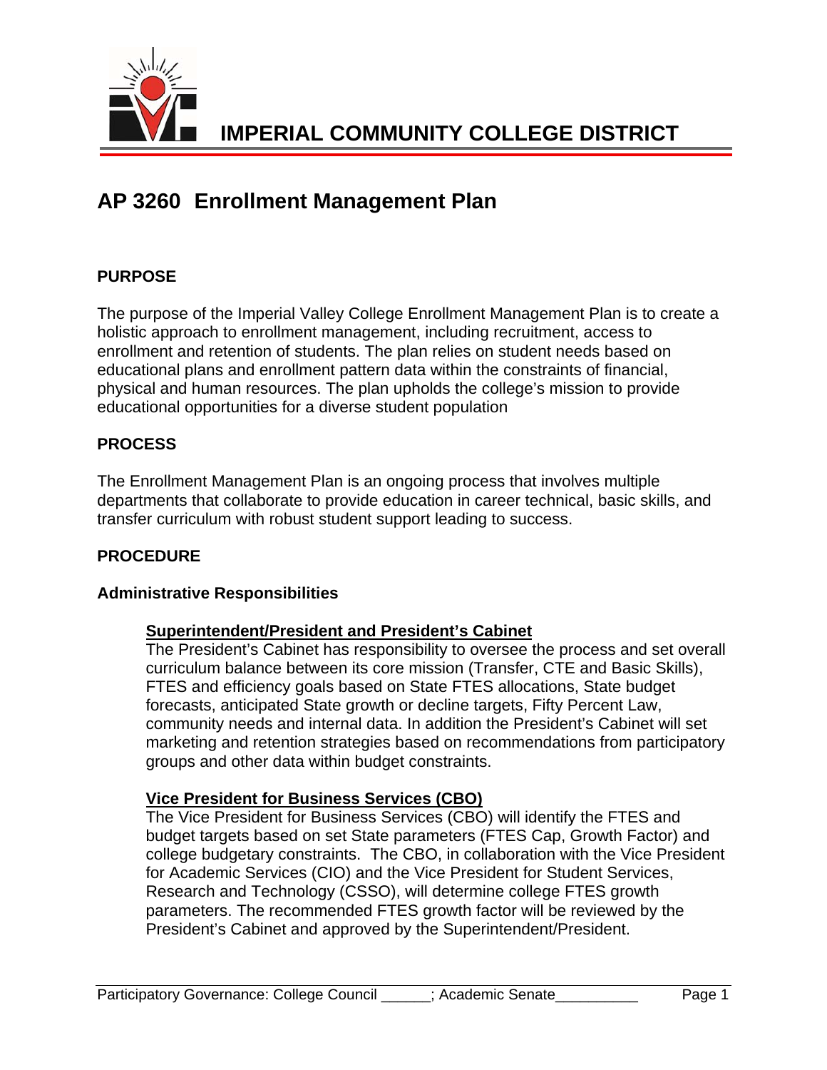# IMPERIAL COMMUNITY COLLEGE DISTRICT

## AP 3260 Enrollment Management Plan

### PURPOSE

The purpose of the Imperial Valley College Enrollment Management Plan is to create a holistic approach to enrollment management, including recruitment, access to enrollment and retention of students. The plan relies on student needs based on educational plans and enrollment pattern data within the constraints of financial, physical and human resources. The plan upholds the college's mission to provide educational opportunities for a diverse student population

### PROCESS

The Enrollment Management Plan is an ongoing process that involves multiple departments that collaborate to provide education in career technical, basic skills, and transfer curriculum with robust student support leading to success.

### PROCEDURE

#### Administrative Responsibilities

**<u>Superintendent/President and President's Cabinet</u>**
The President's Cabinet has responsibility to oversee the process and set overall curriculum balance between its core mission (Transfer, CTE and Basic Skills), FTES and efficiency goals based on State FTES allocations, State budget forecasts, anticipated State growth or decline targets, Fifty Percent Law, community needs and internal data. In addition the President's Cabinet will set marketing and retention strategies based on recommendations from participatory groups and other data within budget constraints.

**<u>Vice President for Business Services (CBO)</u>**
The Vice President for Business Services (CBO) will identify the FTES and budget targets based on set State parameters (FTES Cap, Growth Factor) and college budgetary constraints. The CBO, in collaboration with the Vice President for Academic Services (CIO) and the Vice President for Student Services, Research and Technology (CSSO), will determine college FTES growth parameters. The recommended FTES growth factor will be reviewed by the President's Cabinet and approved by the Superintendent/President.

Participatory Governance: College Council ______; Academic Senate__________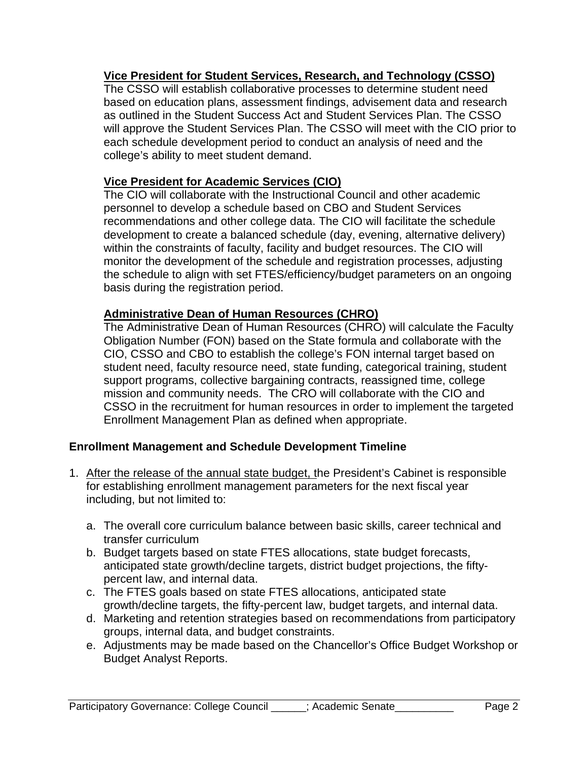**Vice President for Student Services, Research, and Technology (CSSO)**
The CSSO will establish collaborative processes to determine student need based on education plans, assessment findings, advisement data and research as outlined in the Student Success Act and Student Services Plan. The CSSO will approve the Student Services Plan. The CSSO will meet with the CIO prior to each schedule development period to conduct an analysis of need and the college's ability to meet student demand.

**Vice President for Academic Services (CIO)**
The CIO will collaborate with the Instructional Council and other academic personnel to develop a schedule based on CBO and Student Services recommendations and other college data. The CIO will facilitate the schedule development to create a balanced schedule (day, evening, alternative delivery) within the constraints of faculty, facility and budget resources. The CIO will monitor the development of the schedule and registration processes, adjusting the schedule to align with set FTES/efficiency/budget parameters on an ongoing basis during the registration period.

**Administrative Dean of Human Resources (CHRO)**
The Administrative Dean of Human Resources (CHRO) will calculate the Faculty Obligation Number (FON) based on the State formula and collaborate with the CIO, CSSO and CBO to establish the college's FON internal target based on student need, faculty resource need, state funding, categorical training, student support programs, collective bargaining contracts, reassigned time, college mission and community needs. The CRO will collaborate with the CIO and CSSO in the recruitment for human resources in order to implement the targeted Enrollment Management Plan as defined when appropriate.

## Enrollment Management and Schedule Development Timeline

1. After the release of the annual state budget, the President's Cabinet is responsible for establishing enrollment management parameters for the next fiscal year including, but not limited to:

   a. The overall core curriculum balance between basic skills, career technical and transfer curriculum
   b. Budget targets based on state FTES allocations, state budget forecasts, anticipated state growth/decline targets, district budget projections, the fifty-percent law, and internal data.
   c. The FTES goals based on state FTES allocations, anticipated state growth/decline targets, the fifty-percent law, budget targets, and internal data.
   d. Marketing and retention strategies based on recommendations from participatory groups, internal data, and budget constraints.
   e. Adjustments may be made based on the Chancellor's Office Budget Workshop or Budget Analyst Reports.

Participatory Governance: College Council ______; Academic Senate__________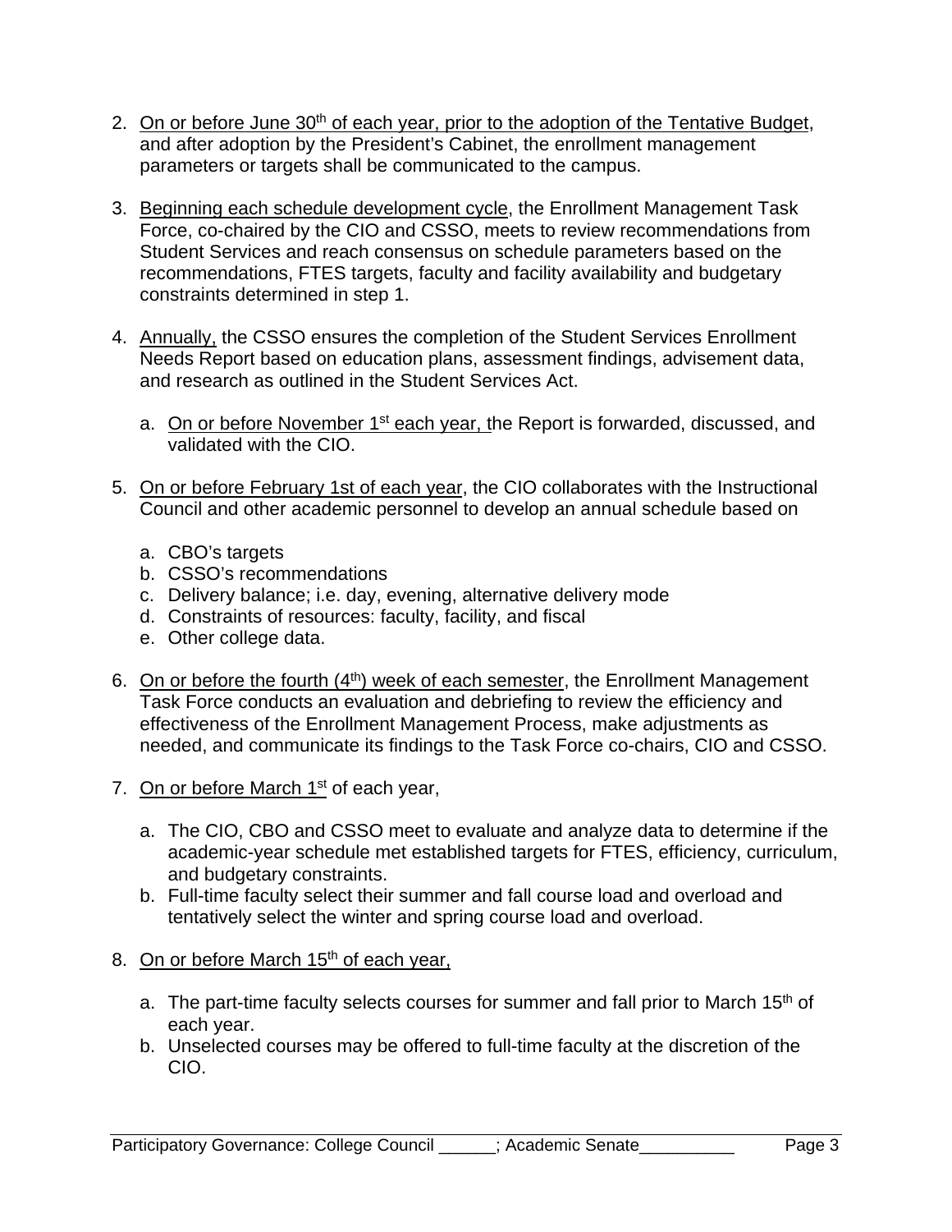2. On or before June 30th of each year, prior to the adoption of the Tentative Budget, and after adoption by the President's Cabinet, the enrollment management parameters or targets shall be communicated to the campus.

3. Beginning each schedule development cycle, the Enrollment Management Task Force, co-chaired by the CIO and CSSO, meets to review recommendations from Student Services and reach consensus on schedule parameters based on the recommendations, FTES targets, faculty and facility availability and budgetary constraints determined in step 1.

4. Annually, the CSSO ensures the completion of the Student Services Enrollment Needs Report based on education plans, assessment findings, advisement data, and research as outlined in the Student Services Act.

   a. On or before November 1st each year, the Report is forwarded, discussed, and validated with the CIO.

5. On or before February 1st of each year, the CIO collaborates with the Instructional Council and other academic personnel to develop an annual schedule based on

   a. CBO's targets
   b. CSSO's recommendations
   c. Delivery balance; i.e. day, evening, alternative delivery mode
   d. Constraints of resources: faculty, facility, and fiscal
   e. Other college data.

6. On or before the fourth (4th) week of each semester, the Enrollment Management Task Force conducts an evaluation and debriefing to review the efficiency and effectiveness of the Enrollment Management Process, make adjustments as needed, and communicate its findings to the Task Force co-chairs, CIO and CSSO.

7. On or before March 1st of each year,

   a. The CIO, CBO and CSSO meet to evaluate and analyze data to determine if the academic-year schedule met established targets for FTES, efficiency, curriculum, and budgetary constraints.
   b. Full-time faculty select their summer and fall course load and overload and tentatively select the winter and spring course load and overload.

8. On or before March 15th of each year,

   a. The part-time faculty selects courses for summer and fall prior to March 15th of each year.
   b. Unselected courses may be offered to full-time faculty at the discretion of the CIO.

Participatory Governance: College Council ______; Academic Senate__________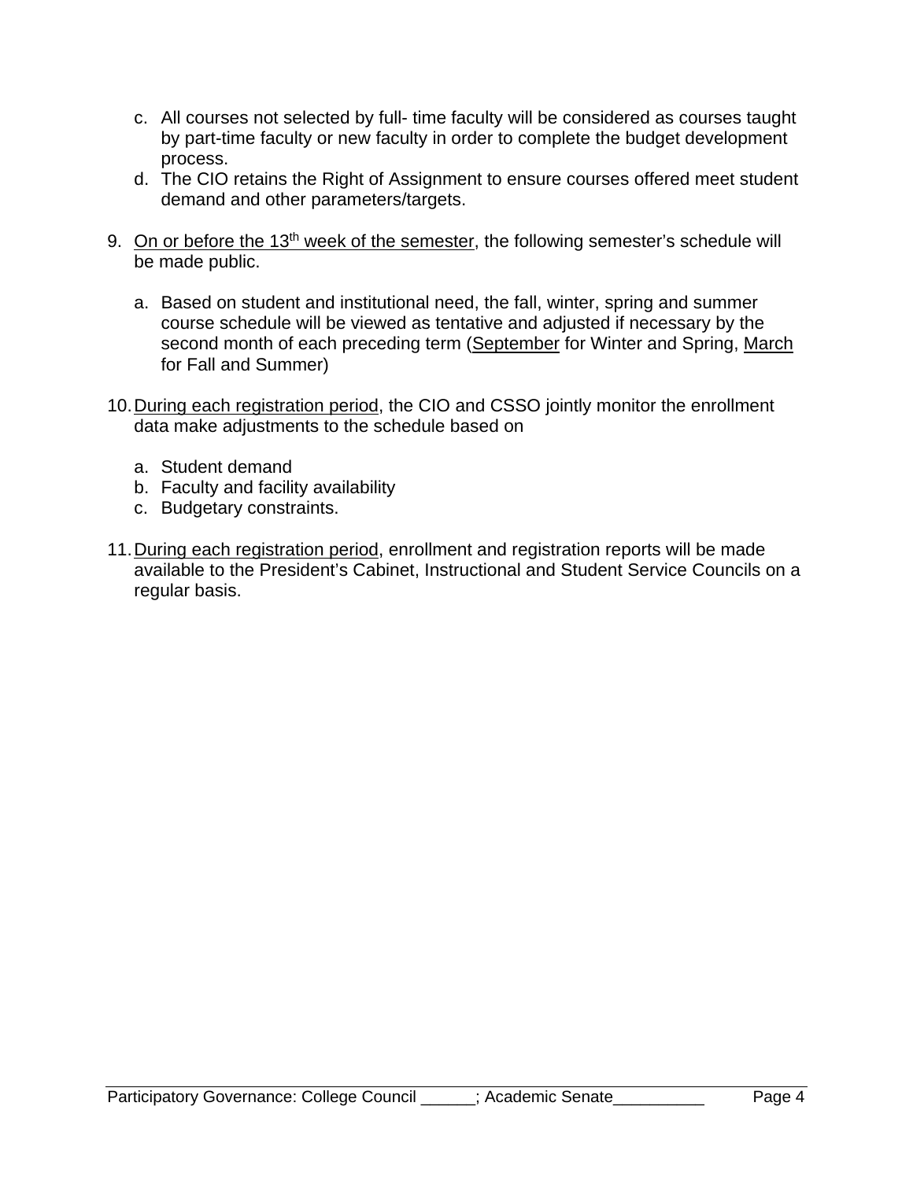c. All courses not selected by full- time faculty will be considered as courses taught by part-time faculty or new faculty in order to complete the budget development process.
   d. The CIO retains the Right of Assignment to ensure courses offered meet student demand and other parameters/targets.

9. <u>On or before the 13th week of the semester</u>, the following semester's schedule will be made public.

   a. Based on student and institutional need, the fall, winter, spring and summer course schedule will be viewed as tentative and adjusted if necessary by the second month of each preceding term (<u>September</u> for Winter and Spring, <u>March</u> for Fall and Summer)

10. <u>During each registration period</u>, the CIO and CSSO jointly monitor the enrollment data make adjustments to the schedule based on

    a. Student demand
    b. Faculty and facility availability
    c. Budgetary constraints.

11. <u>During each registration period</u>, enrollment and registration reports will be made available to the President's Cabinet, Instructional and Student Service Councils on a regular basis.

Participatory Governance: College Council ______; Academic Senate__________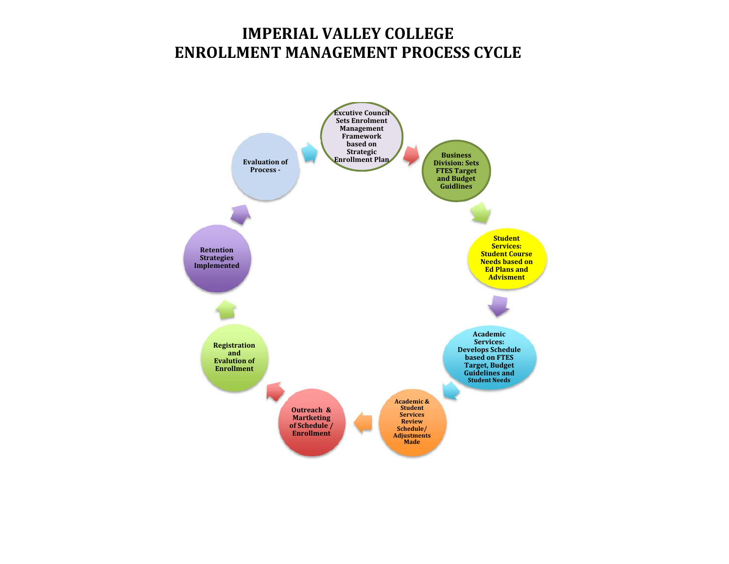# IMPERIAL VALLEY COLLEGE
# ENROLLMENT MANAGEMENT PROCESS CYCLE

1. Excutive Council Sets Enrolment Management Framework based on Strategic Enrollment Plan
2. Business Division: Sets FTES Target and Budget Guidlines
3. Student Services: Student Course Needs based on Ed Plans and Advisment
4. Academic Services: Develops Schedule based on FTES Target, Budget Guidelines and Student Needs
5. Academic & Student Services Review Schedule/ Adjustments Made
6. Outreach & Martketing of Schedule / Enrollment
7. Registration and Evalution of Enrollment
8. Retention Strategies Implemented
9. Evaluation of Process -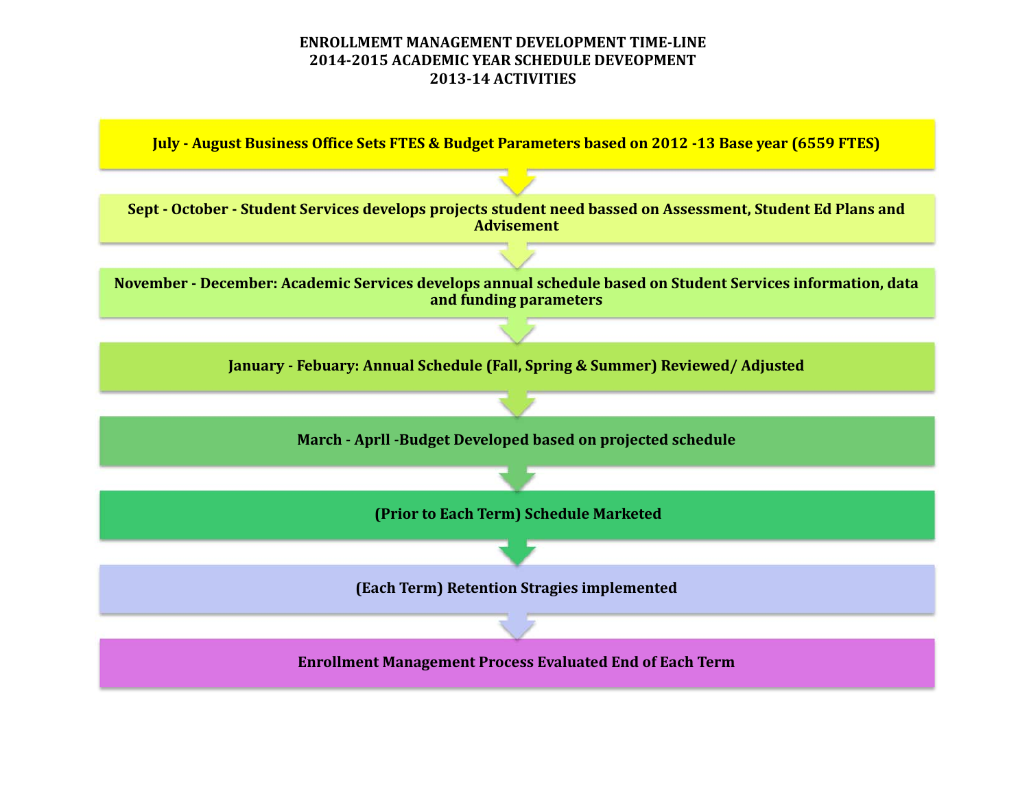# ENROLLMEMT MANAGEMENT DEVELOPMENT TIME-LINE
# 2014-2015 ACADEMIC YEAR SCHEDULE DEVEOPMENT
# 2013-14 ACTIVITIES

**July - August Business Office Sets FTES & Budget Parameters based on 2012 -13 Base year (6559 FTES)**

**Sept - October - Student Services develops projects student need bassed on Assessment, Student Ed Plans and Advisement**

**November - December: Academic Services develops annual schedule based on Student Services information, data and funding parameters**

**January - Febuary: Annual Schedule (Fall, Spring & Summer) Reviewed/ Adjusted**

**March - Aprll -Budget Developed based on projected schedule**

**(Prior to Each Term) Schedule Marketed**

**(Each Term) Retention Stragies implemented**

**Enrollment Management Process Evaluated End of Each Term**